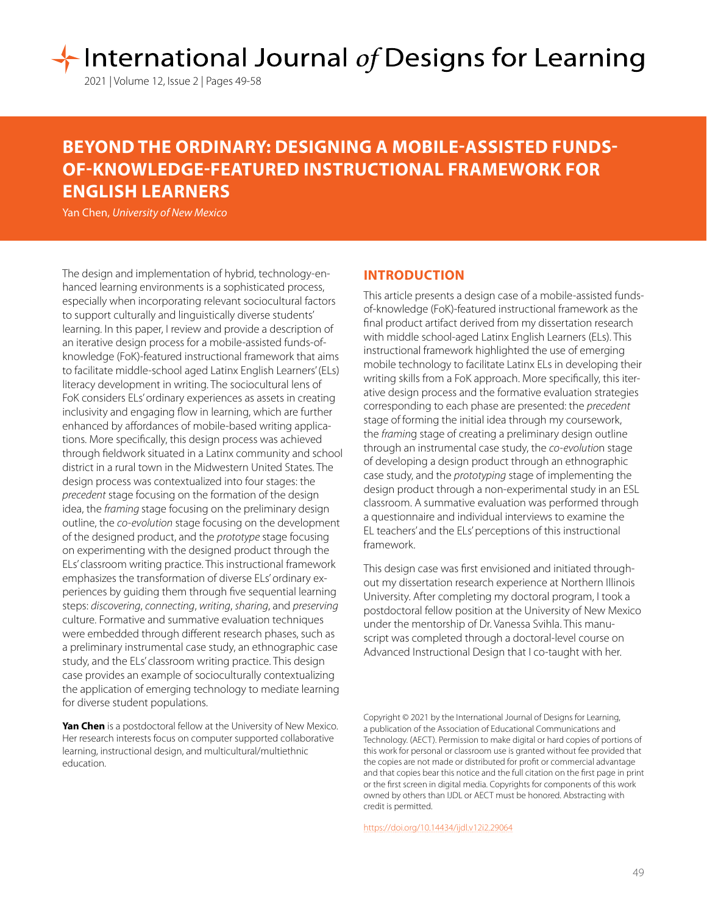# BEYOND THE ORDINARY: DESIGNING A MOBILE-ASSISTED FUNDS-OF-KNOWLEDGE-FEATURED INSTRUCTIONAL FRAMEWORK FOR ENGLISH LEARNERS

Yan Chen, *University of New Mexico*

The design and implementation of hybrid, technology-enhanced learning environments is a sophisticated process, especially when incorporating relevant sociocultural factors to support culturally and linguistically diverse students' learning. In this paper, I review and provide a description of an iterative design process for a mobile-assisted funds-of-knowledge (FoK)-featured instructional framework that aims to facilitate middle-school aged Latinx English Learners' (ELs) literacy development in writing. The sociocultural lens of FoK considers ELs' ordinary experiences as assets in creating inclusivity and engaging flow in learning, which are further enhanced by affordances of mobile-based writing applications. More specifically, this design process was achieved through fieldwork situated in a Latinx community and school district in a rural town in the Midwestern United States. The design process was contextualized into four stages: the *precedent* stage focusing on the formation of the design idea, the *framing* stage focusing on the preliminary design outline, the *co-evolution* stage focusing on the development of the designed product, and the *prototype* stage focusing on experimenting with the designed product through the ELs' classroom writing practice. This instructional framework emphasizes the transformation of diverse ELs' ordinary experiences by guiding them through five sequential learning steps: *discovering*, *connecting*, *writing*, *sharing*, and *preserving* culture. Formative and summative evaluation techniques were embedded through different research phases, such as a preliminary instrumental case study, an ethnographic case study, and the ELs' classroom writing practice. This design case provides an example of socioculturally contextualizing the application of emerging technology to mediate learning for diverse student populations.

**Yan Chen** is a postdoctoral fellow at the University of New Mexico. Her research interests focus on computer supported collaborative learning, instructional design, and multicultural/multiethnic education.

## INTRODUCTION

This article presents a design case of a mobile-assisted funds-of-knowledge (FoK)-featured instructional framework as the final product artifact derived from my dissertation research with middle school-aged Latinx English Learners (ELs). This instructional framework highlighted the use of emerging mobile technology to facilitate Latinx ELs in developing their writing skills from a FoK approach. More specifically, this iterative design process and the formative evaluation strategies corresponding to each phase are presented: the *precedent* stage of forming the initial idea through my coursework, the *framing* stage of creating a preliminary design outline through an instrumental case study, the *co-evolution* stage of developing a design product through an ethnographic case study, and the *prototyping* stage of implementing the design product through a non-experimental study in an ESL classroom. A summative evaluation was performed through a questionnaire and individual interviews to examine the EL teachers' and the ELs' perceptions of this instructional framework.

This design case was first envisioned and initiated throughout my dissertation research experience at Northern Illinois University. After completing my doctoral program, I took a postdoctoral fellow position at the University of New Mexico under the mentorship of Dr. Vanessa Svihla. This manuscript was completed through a doctoral-level course on Advanced Instructional Design that I co-taught with her.

Copyright © 2021 by the International Journal of Designs for Learning, a publication of the Association of Educational Communications and Technology. (AECT). Permission to make digital or hard copies of portions of this work for personal or classroom use is granted without fee provided that the copies are not made or distributed for profit or commercial advantage and that copies bear this notice and the full citation on the first page in print or the first screen in digital media. Copyrights for components of this work owned by others than IJDL or AECT must be honored. Abstracting with credit is permitted.

https://doi.org/10.14434/ijdl.v12i2.29064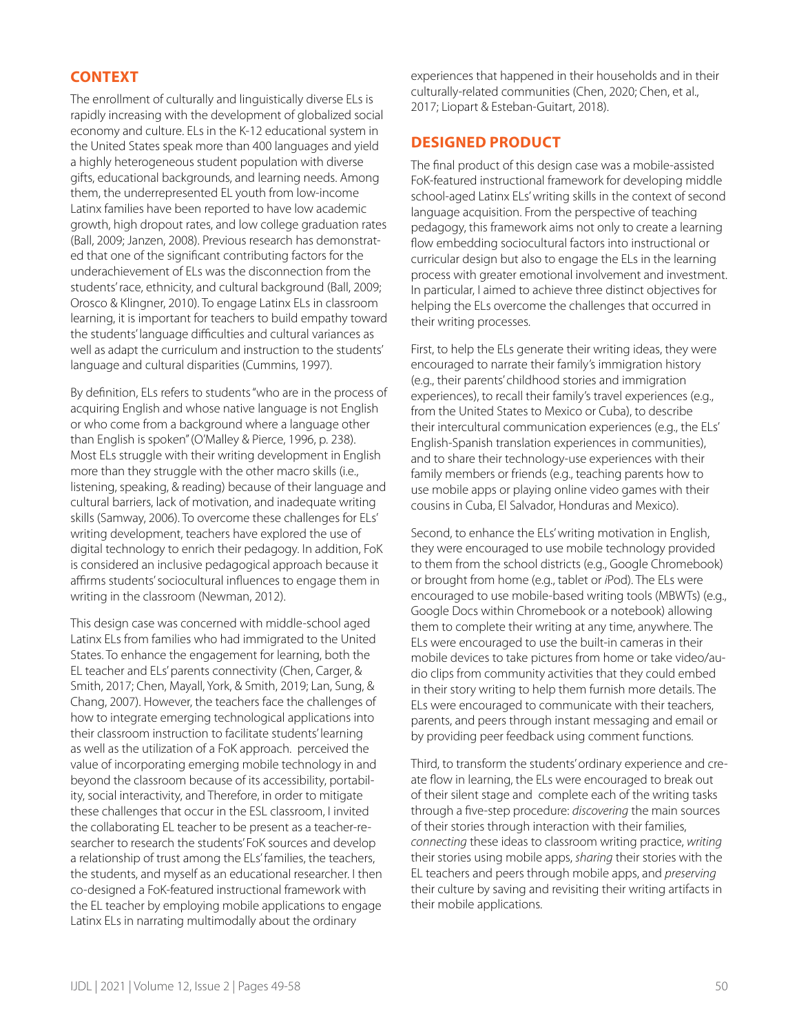## CONTEXT

The enrollment of culturally and linguistically diverse ELs is rapidly increasing with the development of globalized social economy and culture. ELs in the K-12 educational system in the United States speak more than 400 languages and yield a highly heterogeneous student population with diverse gifts, educational backgrounds, and learning needs. Among them, the underrepresented EL youth from low-income Latinx families have been reported to have low academic growth, high dropout rates, and low college graduation rates (Ball, 2009; Janzen, 2008). Previous research has demonstrated that one of the significant contributing factors for the underachievement of ELs was the disconnection from the students' race, ethnicity, and cultural background (Ball, 2009; Orosco & Klingner, 2010). To engage Latinx ELs in classroom learning, it is important for teachers to build empathy toward the students' language difficulties and cultural variances as well as adapt the curriculum and instruction to the students' language and cultural disparities (Cummins, 1997).

By definition, ELs refers to students "who are in the process of acquiring English and whose native language is not English or who come from a background where a language other than English is spoken" (O'Malley & Pierce, 1996, p. 238). Most ELs struggle with their writing development in English more than they struggle with the other macro skills (i.e., listening, speaking, & reading) because of their language and cultural barriers, lack of motivation, and inadequate writing skills (Samway, 2006). To overcome these challenges for ELs' writing development, teachers have explored the use of digital technology to enrich their pedagogy. In addition, FoK is considered an inclusive pedagogical approach because it affirms students' sociocultural influences to engage them in writing in the classroom (Newman, 2012).

This design case was concerned with middle-school aged Latinx ELs from families who had immigrated to the United States. To enhance the engagement for learning, both the EL teacher and ELs' parents connectivity (Chen, Carger, & Smith, 2017; Chen, Mayall, York, & Smith, 2019; Lan, Sung, & Chang, 2007). However, the teachers face the challenges of how to integrate emerging technological applications into their classroom instruction to facilitate students' learning as well as the utilization of a FoK approach. perceived the value of incorporating emerging mobile technology in and beyond the classroom because of its accessibility, portability, social interactivity, and Therefore, in order to mitigate these challenges that occur in the ESL classroom, I invited the collaborating EL teacher to be present as a teacher-researcher to research the students' FoK sources and develop a relationship of trust among the ELs' families, the teachers, the students, and myself as an educational researcher. I then co-designed a FoK-featured instructional framework with the EL teacher by employing mobile applications to engage Latinx ELs in narrating multimodally about the ordinary experiences that happened in their households and in their culturally-related communities (Chen, 2020; Chen, et al., 2017; Liopart & Esteban-Guitart, 2018).

## DESIGNED PRODUCT

The final product of this design case was a mobile-assisted FoK-featured instructional framework for developing middle school-aged Latinx ELs' writing skills in the context of second language acquisition. From the perspective of teaching pedagogy, this framework aims not only to create a learning flow embedding sociocultural factors into instructional or curricular design but also to engage the ELs in the learning process with greater emotional involvement and investment. In particular, I aimed to achieve three distinct objectives for helping the ELs overcome the challenges that occurred in their writing processes.

First, to help the ELs generate their writing ideas, they were encouraged to narrate their family's immigration history (e.g., their parents' childhood stories and immigration experiences), to recall their family's travel experiences (e.g., from the United States to Mexico or Cuba), to describe their intercultural communication experiences (e.g., the ELs' English-Spanish translation experiences in communities), and to share their technology-use experiences with their family members or friends (e.g., teaching parents how to use mobile apps or playing online video games with their cousins in Cuba, El Salvador, Honduras and Mexico).

Second, to enhance the ELs' writing motivation in English, they were encouraged to use mobile technology provided to them from the school districts (e.g., Google Chromebook) or brought from home (e.g., tablet or *i*Pod). The ELs were encouraged to use mobile-based writing tools (MBWTs) (e.g., Google Docs within Chromebook or a notebook) allowing them to complete their writing at any time, anywhere. The ELs were encouraged to use the built-in cameras in their mobile devices to take pictures from home or take video/audio clips from community activities that they could embed in their story writing to help them furnish more details. The ELs were encouraged to communicate with their teachers, parents, and peers through instant messaging and email or by providing peer feedback using comment functions.

Third, to transform the students' ordinary experience and create flow in learning, the ELs were encouraged to break out of their silent stage and complete each of the writing tasks through a five-step procedure: *discovering* the main sources of their stories through interaction with their families, *connecting* these ideas to classroom writing practice, *writing* their stories using mobile apps, *sharing* their stories with the EL teachers and peers through mobile apps, and *preserving* their culture by saving and revisiting their writing artifacts in their mobile applications.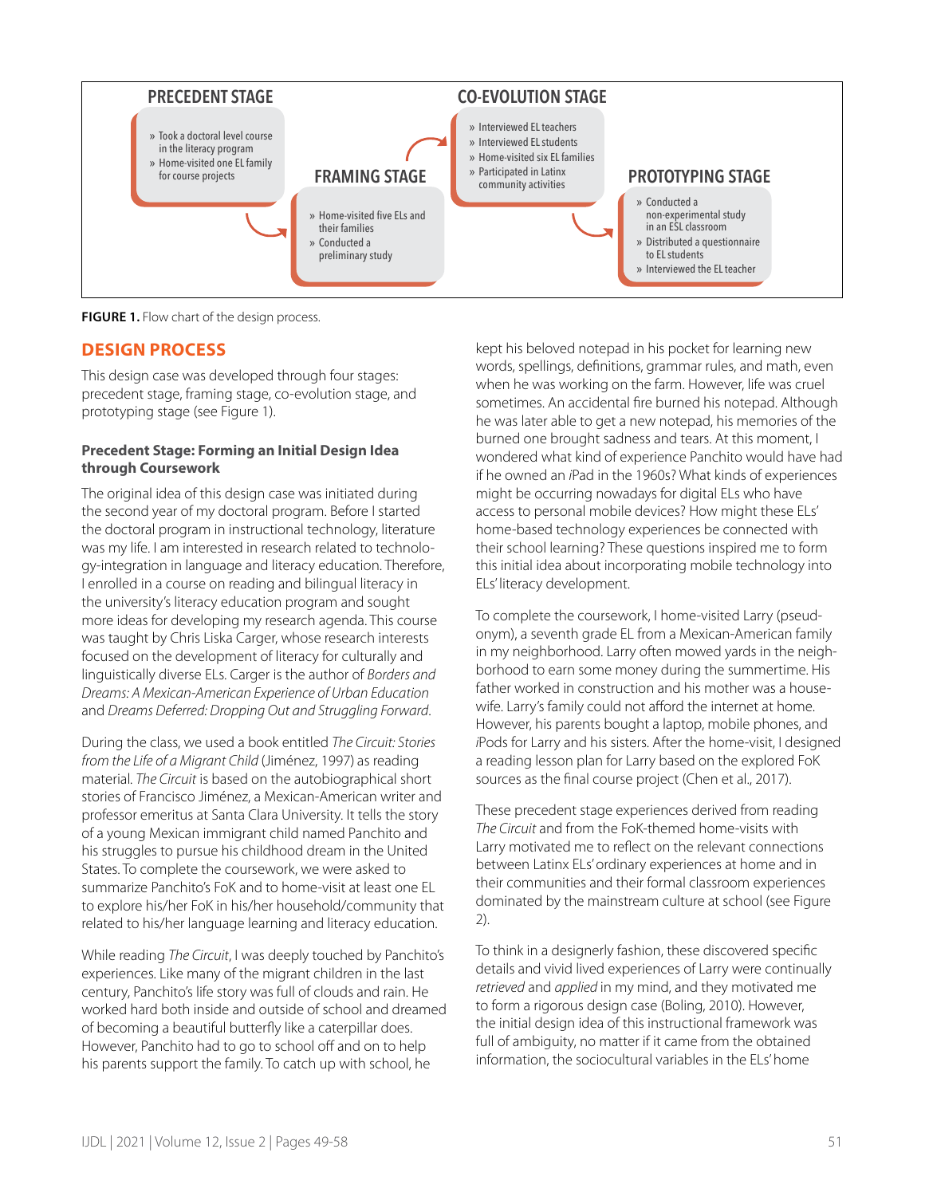**PRECEDENT STAGE**

- Took a doctoral level course in the literacy program
- Home-visited one EL family for course projects

**FRAMING STAGE**

- Home-visited five ELs and their families
- Conducted a preliminary study

**CO-EVOLUTION STAGE**

- Interviewed EL teachers
- Interviewed EL students
- Home-visited six EL families
- Participated in Latinx community activities

**PROTOTYPING STAGE**

- Conducted a non-experimental study in an ESL classroom
- Distributed a questionnaire to EL students
- Interviewed the EL teacher

**FIGURE 1.** Flow chart of the design process.

## DESIGN PROCESS

This design case was developed through four stages: precedent stage, framing stage, co-evolution stage, and prototyping stage (see Figure 1).

### Precedent Stage: Forming an Initial Design Idea through Coursework

The original idea of this design case was initiated during the second year of my doctoral program. Before I started the doctoral program in instructional technology, literature was my life. I am interested in research related to technology-integration in language and literacy education. Therefore, I enrolled in a course on reading and bilingual literacy in the university's literacy education program and sought more ideas for developing my research agenda. This course was taught by Chris Liska Carger, whose research interests focused on the development of literacy for culturally and linguistically diverse ELs. Carger is the author of *Borders and Dreams: A Mexican-American Experience of Urban Education* and *Dreams Deferred: Dropping Out and Struggling Forward*.

During the class, we used a book entitled *The Circuit: Stories from the Life of a Migrant Child* (Jiménez, 1997) as reading material. *The Circuit* is based on the autobiographical short stories of Francisco Jiménez, a Mexican-American writer and professor emeritus at Santa Clara University. It tells the story of a young Mexican immigrant child named Panchito and his struggles to pursue his childhood dream in the United States. To complete the coursework, we were asked to summarize Panchito's FoK and to home-visit at least one EL to explore his/her FoK in his/her household/community that related to his/her language learning and literacy education.

While reading *The Circuit*, I was deeply touched by Panchito's experiences. Like many of the migrant children in the last century, Panchito's life story was full of clouds and rain. He worked hard both inside and outside of school and dreamed of becoming a beautiful butterfly like a caterpillar does. However, Panchito had to go to school off and on to help his parents support the family. To catch up with school, he kept his beloved notepad in his pocket for learning new words, spellings, definitions, grammar rules, and math, even when he was working on the farm. However, life was cruel sometimes. An accidental fire burned his notepad. Although he was later able to get a new notepad, his memories of the burned one brought sadness and tears. At this moment, I wondered what kind of experience Panchito would have had if he owned an *i*Pad in the 1960s? What kinds of experiences might be occurring nowadays for digital ELs who have access to personal mobile devices? How might these ELs' home-based technology experiences be connected with their school learning? These questions inspired me to form this initial idea about incorporating mobile technology into ELs' literacy development.

To complete the coursework, I home-visited Larry (pseudonym), a seventh grade EL from a Mexican-American family in my neighborhood. Larry often mowed yards in the neighborhood to earn some money during the summertime. His father worked in construction and his mother was a housewife. Larry's family could not afford the internet at home. However, his parents bought a laptop, mobile phones, and *i*Pods for Larry and his sisters. After the home-visit, I designed a reading lesson plan for Larry based on the explored FoK sources as the final course project (Chen et al., 2017).

These precedent stage experiences derived from reading *The Circuit* and from the FoK-themed home-visits with Larry motivated me to reflect on the relevant connections between Latinx ELs' ordinary experiences at home and in their communities and their formal classroom experiences dominated by the mainstream culture at school (see Figure 2).

To think in a designerly fashion, these discovered specific details and vivid lived experiences of Larry were continually *retrieved* and *applied* in my mind, and they motivated me to form a rigorous design case (Boling, 2010). However, the initial design idea of this instructional framework was full of ambiguity, no matter if it came from the obtained information, the sociocultural variables in the ELs' home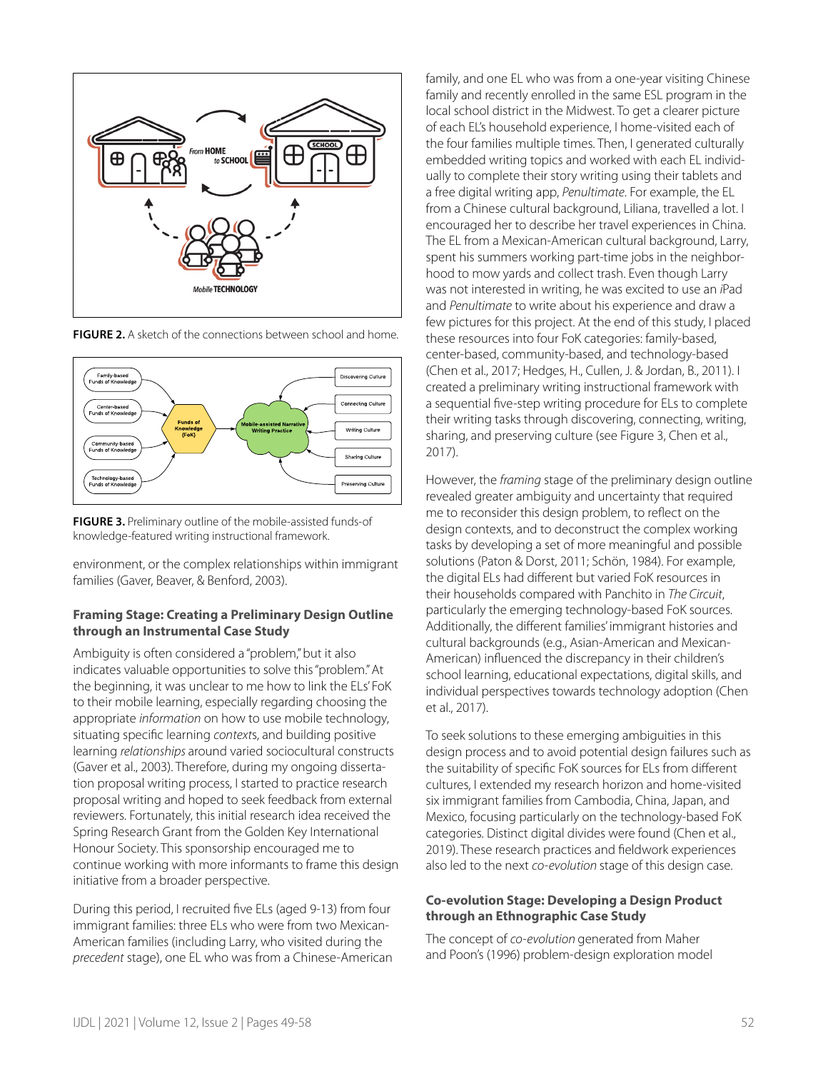FIGURE 2. A sketch of the connections between school and home.

FIGURE 3. Preliminary outline of the mobile-assisted funds-of knowledge-featured writing instructional framework.

environment, or the complex relationships within immigrant families (Gaver, Beaver, & Benford, 2003).

### Framing Stage: Creating a Preliminary Design Outline through an Instrumental Case Study

Ambiguity is often considered a "problem," but it also indicates valuable opportunities to solve this "problem." At the beginning, it was unclear to me how to link the ELs' FoK to their mobile learning, especially regarding choosing the appropriate *information* on how to use mobile technology, situating specific learning *context*s, and building positive learning *relationships* around varied sociocultural constructs (Gaver et al., 2003). Therefore, during my ongoing dissertation proposal writing process, I started to practice research proposal writing and hoped to seek feedback from external reviewers. Fortunately, this initial research idea received the Spring Research Grant from the Golden Key International Honour Society. This sponsorship encouraged me to continue working with more informants to frame this design initiative from a broader perspective.

During this period, I recruited five ELs (aged 9-13) from four immigrant families: three ELs who were from two Mexican-American families (including Larry, who visited during the *precedent* stage), one EL who was from a Chinese-American family, and one EL who was from a one-year visiting Chinese family and recently enrolled in the same ESL program in the local school district in the Midwest. To get a clearer picture of each EL's household experience, I home-visited each of the four families multiple times. Then, I generated culturally embedded writing topics and worked with each EL individually to complete their story writing using their tablets and a free digital writing app, *Penultimate*. For example, the EL from a Chinese cultural background, Liliana, travelled a lot. I encouraged her to describe her travel experiences in China. The EL from a Mexican-American cultural background, Larry, spent his summers working part-time jobs in the neighborhood to mow yards and collect trash. Even though Larry was not interested in writing, he was excited to use an *i*Pad and *Penultimate* to write about his experience and draw a few pictures for this project. At the end of this study, I placed these resources into four FoK categories: family-based, center-based, community-based, and technology-based (Chen et al., 2017; Hedges, H., Cullen, J. & Jordan, B., 2011). I created a preliminary writing instructional framework with a sequential five-step writing procedure for ELs to complete their writing tasks through discovering, connecting, writing, sharing, and preserving culture (see Figure 3, Chen et al., 2017).

However, the *framing* stage of the preliminary design outline revealed greater ambiguity and uncertainty that required me to reconsider this design problem, to reflect on the design contexts, and to deconstruct the complex working tasks by developing a set of more meaningful and possible solutions (Paton & Dorst, 2011; Schön, 1984). For example, the digital ELs had different but varied FoK resources in their households compared with Panchito in *The Circuit*, particularly the emerging technology-based FoK sources. Additionally, the different families' immigrant histories and cultural backgrounds (e.g., Asian-American and Mexican-American) influenced the discrepancy in their children's school learning, educational expectations, digital skills, and individual perspectives towards technology adoption (Chen et al., 2017).

To seek solutions to these emerging ambiguities in this design process and to avoid potential design failures such as the suitability of specific FoK sources for ELs from different cultures, I extended my research horizon and home-visited six immigrant families from Cambodia, China, Japan, and Mexico, focusing particularly on the technology-based FoK categories. Distinct digital divides were found (Chen et al., 2019). These research practices and fieldwork experiences also led to the next *co-evolution* stage of this design case.

### Co-evolution Stage: Developing a Design Product through an Ethnographic Case Study

The concept of *co-evolution* generated from Maher and Poon's (1996) problem-design exploration model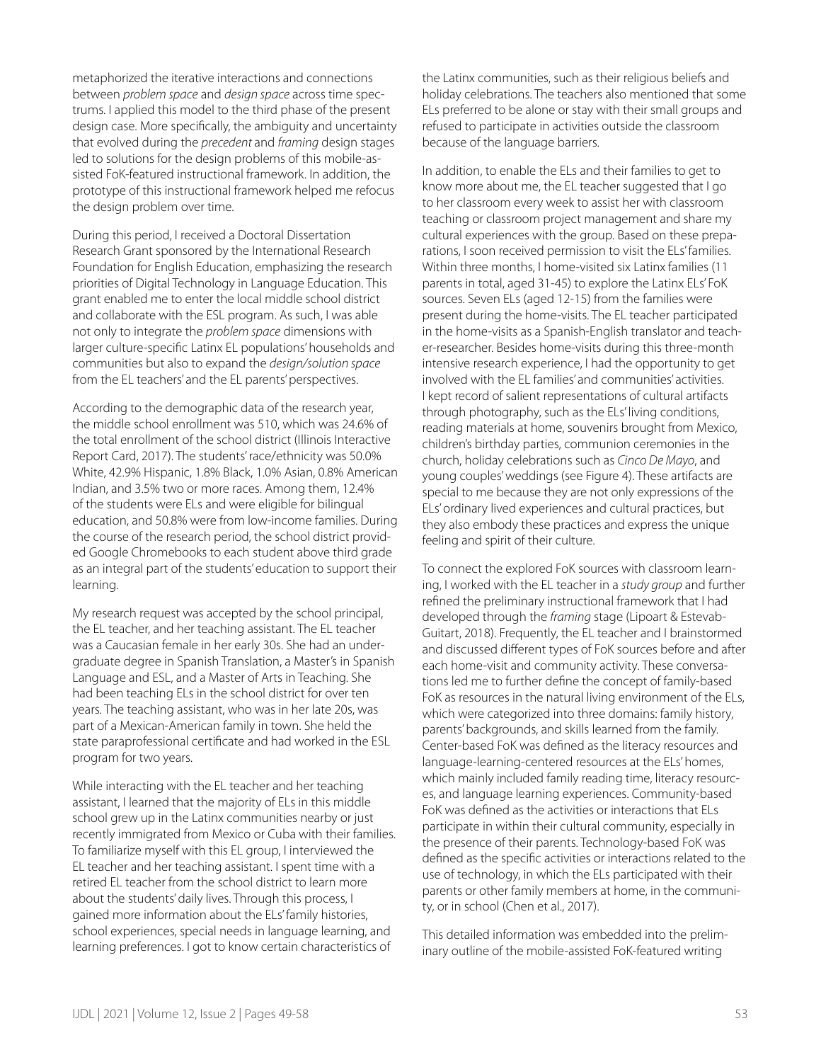metaphorized the iterative interactions and connections between *problem space* and *design space* across time spectrums. I applied this model to the third phase of the present design case. More specifically, the ambiguity and uncertainty that evolved during the *precedent* and *framing* design stages led to solutions for the design problems of this mobile-assisted FoK-featured instructional framework. In addition, the prototype of this instructional framework helped me refocus the design problem over time.

During this period, I received a Doctoral Dissertation Research Grant sponsored by the International Research Foundation for English Education, emphasizing the research priorities of Digital Technology in Language Education. This grant enabled me to enter the local middle school district and collaborate with the ESL program. As such, I was able not only to integrate the *problem space* dimensions with larger culture-specific Latinx EL populations' households and communities but also to expand the *design/solution space* from the EL teachers' and the EL parents' perspectives.

According to the demographic data of the research year, the middle school enrollment was 510, which was 24.6% of the total enrollment of the school district (Illinois Interactive Report Card, 2017). The students' race/ethnicity was 50.0% White, 42.9% Hispanic, 1.8% Black, 1.0% Asian, 0.8% American Indian, and 3.5% two or more races. Among them, 12.4% of the students were ELs and were eligible for bilingual education, and 50.8% were from low-income families. During the course of the research period, the school district provided Google Chromebooks to each student above third grade as an integral part of the students' education to support their learning.

My research request was accepted by the school principal, the EL teacher, and her teaching assistant. The EL teacher was a Caucasian female in her early 30s. She had an undergraduate degree in Spanish Translation, a Master's in Spanish Language and ESL, and a Master of Arts in Teaching. She had been teaching ELs in the school district for over ten years. The teaching assistant, who was in her late 20s, was part of a Mexican-American family in town. She held the state paraprofessional certificate and had worked in the ESL program for two years.

While interacting with the EL teacher and her teaching assistant, I learned that the majority of ELs in this middle school grew up in the Latinx communities nearby or just recently immigrated from Mexico or Cuba with their families. To familiarize myself with this EL group, I interviewed the EL teacher and her teaching assistant. I spent time with a retired EL teacher from the school district to learn more about the students' daily lives. Through this process, I gained more information about the ELs' family histories, school experiences, special needs in language learning, and learning preferences. I got to know certain characteristics of the Latinx communities, such as their religious beliefs and holiday celebrations. The teachers also mentioned that some ELs preferred to be alone or stay with their small groups and refused to participate in activities outside the classroom because of the language barriers.

In addition, to enable the ELs and their families to get to know more about me, the EL teacher suggested that I go to her classroom every week to assist her with classroom teaching or classroom project management and share my cultural experiences with the group. Based on these preparations, I soon received permission to visit the ELs' families. Within three months, I home-visited six Latinx families (11 parents in total, aged 31-45) to explore the Latinx ELs' FoK sources. Seven ELs (aged 12-15) from the families were present during the home-visits. The EL teacher participated in the home-visits as a Spanish-English translator and teacher-researcher. Besides home-visits during this three-month intensive research experience, I had the opportunity to get involved with the EL families' and communities' activities. I kept record of salient representations of cultural artifacts through photography, such as the ELs' living conditions, reading materials at home, souvenirs brought from Mexico, children's birthday parties, communion ceremonies in the church, holiday celebrations such as *Cinco De Mayo*, and young couples' weddings (see Figure 4). These artifacts are special to me because they are not only expressions of the ELs' ordinary lived experiences and cultural practices, but they also embody these practices and express the unique feeling and spirit of their culture.

To connect the explored FoK sources with classroom learning, I worked with the EL teacher in a *study group* and further refined the preliminary instructional framework that I had developed through the *framing* stage (Lipoart & Estevab-Guitart, 2018). Frequently, the EL teacher and I brainstormed and discussed different types of FoK sources before and after each home-visit and community activity. These conversations led me to further define the concept of family-based FoK as resources in the natural living environment of the ELs, which were categorized into three domains: family history, parents' backgrounds, and skills learned from the family. Center-based FoK was defined as the literacy resources and language-learning-centered resources at the ELs' homes, which mainly included family reading time, literacy resources, and language learning experiences. Community-based FoK was defined as the activities or interactions that ELs participate in within their cultural community, especially in the presence of their parents. Technology-based FoK was defined as the specific activities or interactions related to the use of technology, in which the ELs participated with their parents or other family members at home, in the community, or in school (Chen et al., 2017).

This detailed information was embedded into the preliminary outline of the mobile-assisted FoK-featured writing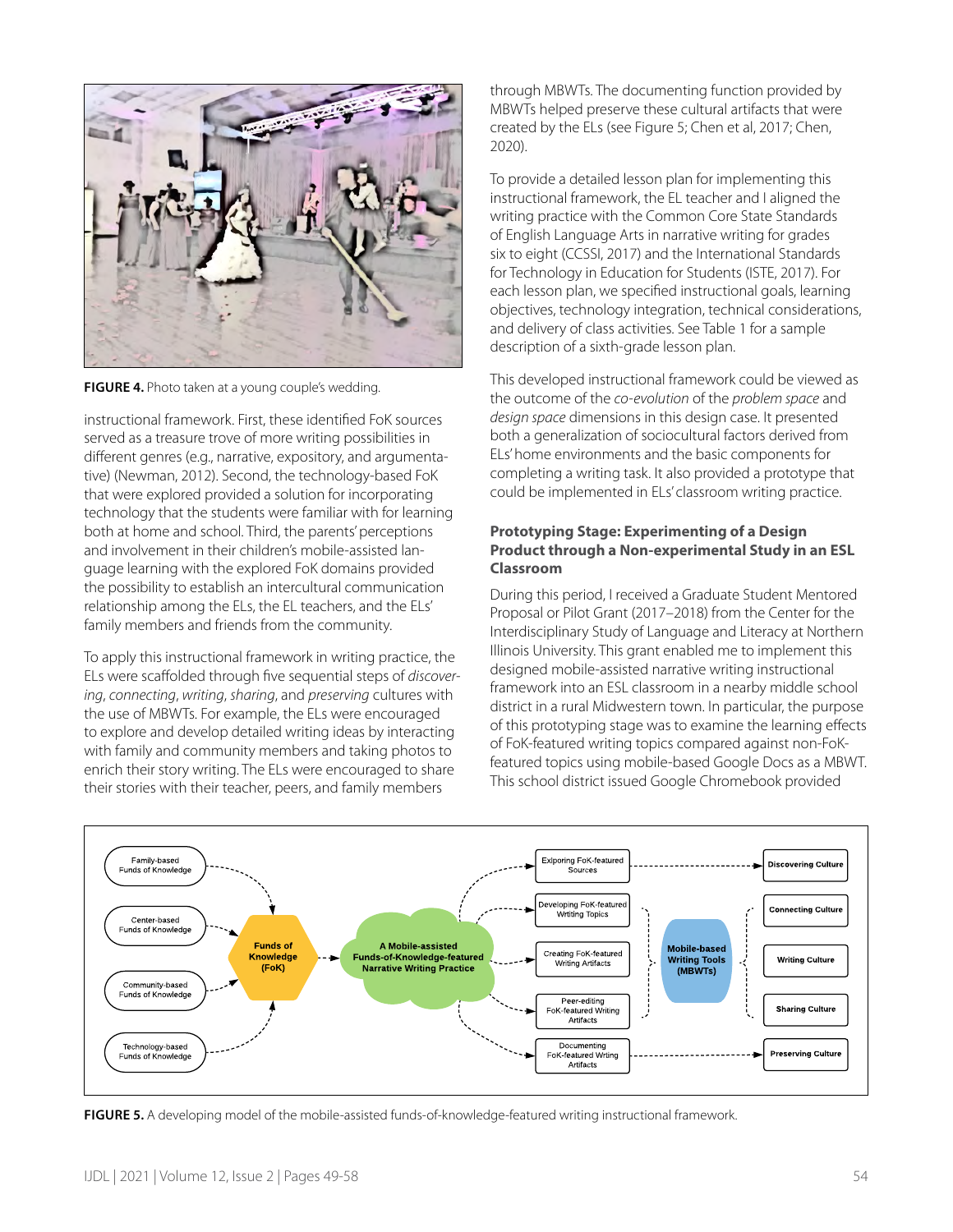FIGURE 4. Photo taken at a young couple's wedding.

instructional framework. First, these identified FoK sources served as a treasure trove of more writing possibilities in different genres (e.g., narrative, expository, and argumentative) (Newman, 2012). Second, the technology-based FoK that were explored provided a solution for incorporating technology that the students were familiar with for learning both at home and school. Third, the parents' perceptions and involvement in their children's mobile-assisted language learning with the explored FoK domains provided the possibility to establish an intercultural communication relationship among the ELs, the EL teachers, and the ELs' family members and friends from the community.

To apply this instructional framework in writing practice, the ELs were scaffolded through five sequential steps of *discovering*, *connecting*, *writing*, *sharing*, and *preserving* cultures with the use of MBWTs. For example, the ELs were encouraged to explore and develop detailed writing ideas by interacting with family and community members and taking photos to enrich their story writing. The ELs were encouraged to share their stories with their teacher, peers, and family members through MBWTs. The documenting function provided by MBWTs helped preserve these cultural artifacts that were created by the ELs (see Figure 5; Chen et al, 2017; Chen, 2020).

To provide a detailed lesson plan for implementing this instructional framework, the EL teacher and I aligned the writing practice with the Common Core State Standards of English Language Arts in narrative writing for grades six to eight (CCSSI, 2017) and the International Standards for Technology in Education for Students (ISTE, 2017). For each lesson plan, we specified instructional goals, learning objectives, technology integration, technical considerations, and delivery of class activities. See Table 1 for a sample description of a sixth-grade lesson plan.

This developed instructional framework could be viewed as the outcome of the *co-evolution* of the *problem space* and *design space* dimensions in this design case. It presented both a generalization of sociocultural factors derived from ELs' home environments and the basic components for completing a writing task. It also provided a prototype that could be implemented in ELs' classroom writing practice.

### Prototyping Stage: Experimenting of a Design Product through a Non-experimental Study in an ESL Classroom

During this period, I received a Graduate Student Mentored Proposal or Pilot Grant (2017–2018) from the Center for the Interdisciplinary Study of Language and Literacy at Northern Illinois University. This grant enabled me to implement this designed mobile-assisted narrative writing instructional framework into an ESL classroom in a nearby middle school district in a rural Midwestern town. In particular, the purpose of this prototyping stage was to examine the learning effects of FoK-featured writing topics compared against non-FoK-featured topics using mobile-based Google Docs as a MBWT. This school district issued Google Chromebook provided

FIGURE 5. A developing model of the mobile-assisted funds-of-knowledge-featured writing instructional framework.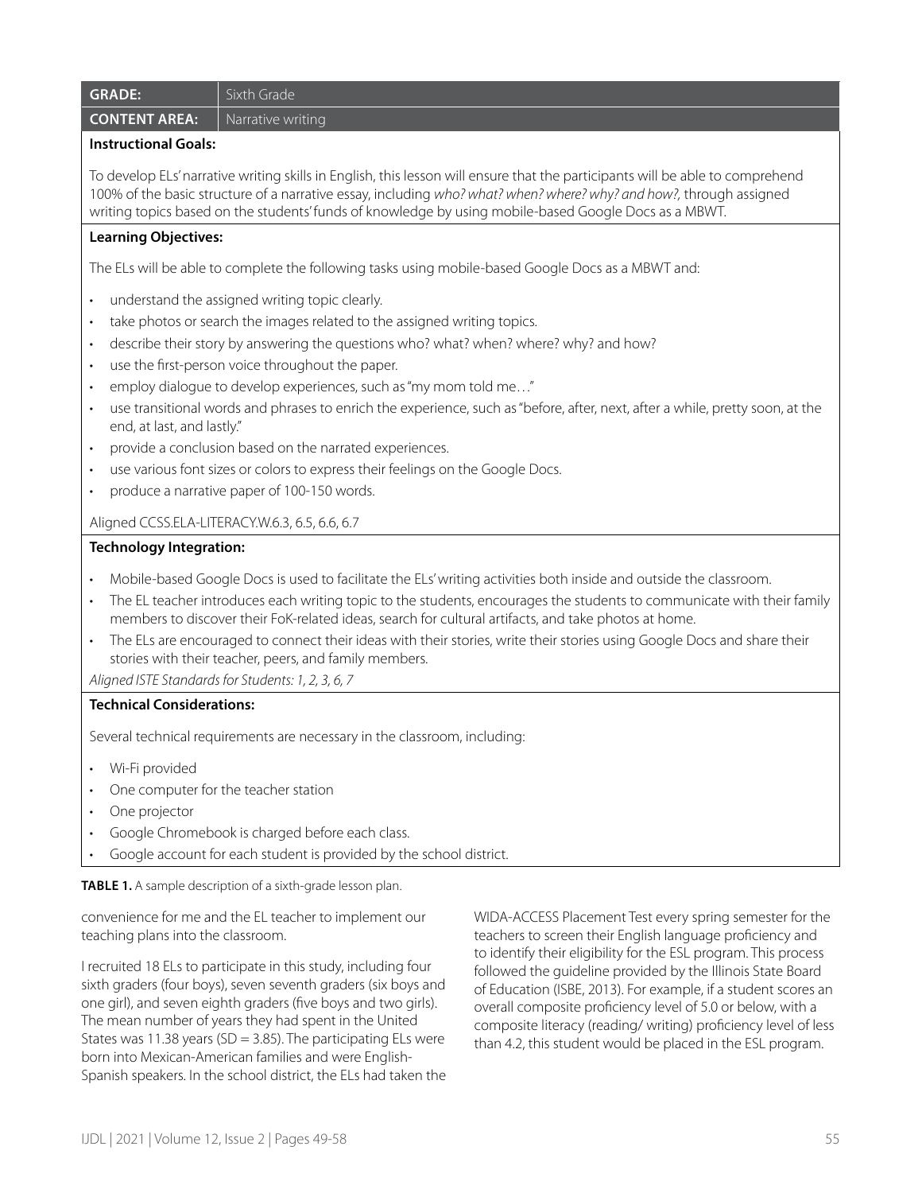| **GRADE:** | Sixth Grade |
|---|---|
| **CONTENT AREA:** | Narrative writing |

**Instructional Goals:**

To develop ELs' narrative writing skills in English, this lesson will ensure that the participants will be able to comprehend 100% of the basic structure of a narrative essay, including *who? what? when? where? why? and how?,* through assigned writing topics based on the students' funds of knowledge by using mobile-based Google Docs as a MBWT.

**Learning Objectives:**

The ELs will be able to complete the following tasks using mobile-based Google Docs as a MBWT and:

- understand the assigned writing topic clearly.
- take photos or search the images related to the assigned writing topics.
- describe their story by answering the questions who? what? when? where? why? and how?
- use the first-person voice throughout the paper.
- employ dialogue to develop experiences, such as "my mom told me…"
- use transitional words and phrases to enrich the experience, such as "before, after, next, after a while, pretty soon, at the end, at last, and lastly."
- provide a conclusion based on the narrated experiences.
- use various font sizes or colors to express their feelings on the Google Docs.
- produce a narrative paper of 100-150 words.

Aligned CCSS.ELA-LITERACY.W.6.3, 6.5, 6.6, 6.7

**Technology Integration:**

- Mobile-based Google Docs is used to facilitate the ELs' writing activities both inside and outside the classroom.
- The EL teacher introduces each writing topic to the students, encourages the students to communicate with their family members to discover their FoK-related ideas, search for cultural artifacts, and take photos at home.
- The ELs are encouraged to connect their ideas with their stories, write their stories using Google Docs and share their stories with their teacher, peers, and family members.

*Aligned ISTE Standards for Students: 1, 2, 3, 6, 7*

**Technical Considerations:**

Several technical requirements are necessary in the classroom, including:

- Wi-Fi provided
- One computer for the teacher station
- One projector
- Google Chromebook is charged before each class.
- Google account for each student is provided by the school district.

**TABLE 1.** A sample description of a sixth-grade lesson plan.

convenience for me and the EL teacher to implement our teaching plans into the classroom.

I recruited 18 ELs to participate in this study, including four sixth graders (four boys), seven seventh graders (six boys and one girl), and seven eighth graders (five boys and two girls). The mean number of years they had spent in the United States was 11.38 years (SD = 3.85). The participating ELs were born into Mexican-American families and were English-Spanish speakers. In the school district, the ELs had taken the WIDA-ACCESS Placement Test every spring semester for the teachers to screen their English language proficiency and to identify their eligibility for the ESL program. This process followed the guideline provided by the Illinois State Board of Education (ISBE, 2013). For example, if a student scores an overall composite proficiency level of 5.0 or below, with a composite literacy (reading/ writing) proficiency level of less than 4.2, this student would be placed in the ESL program.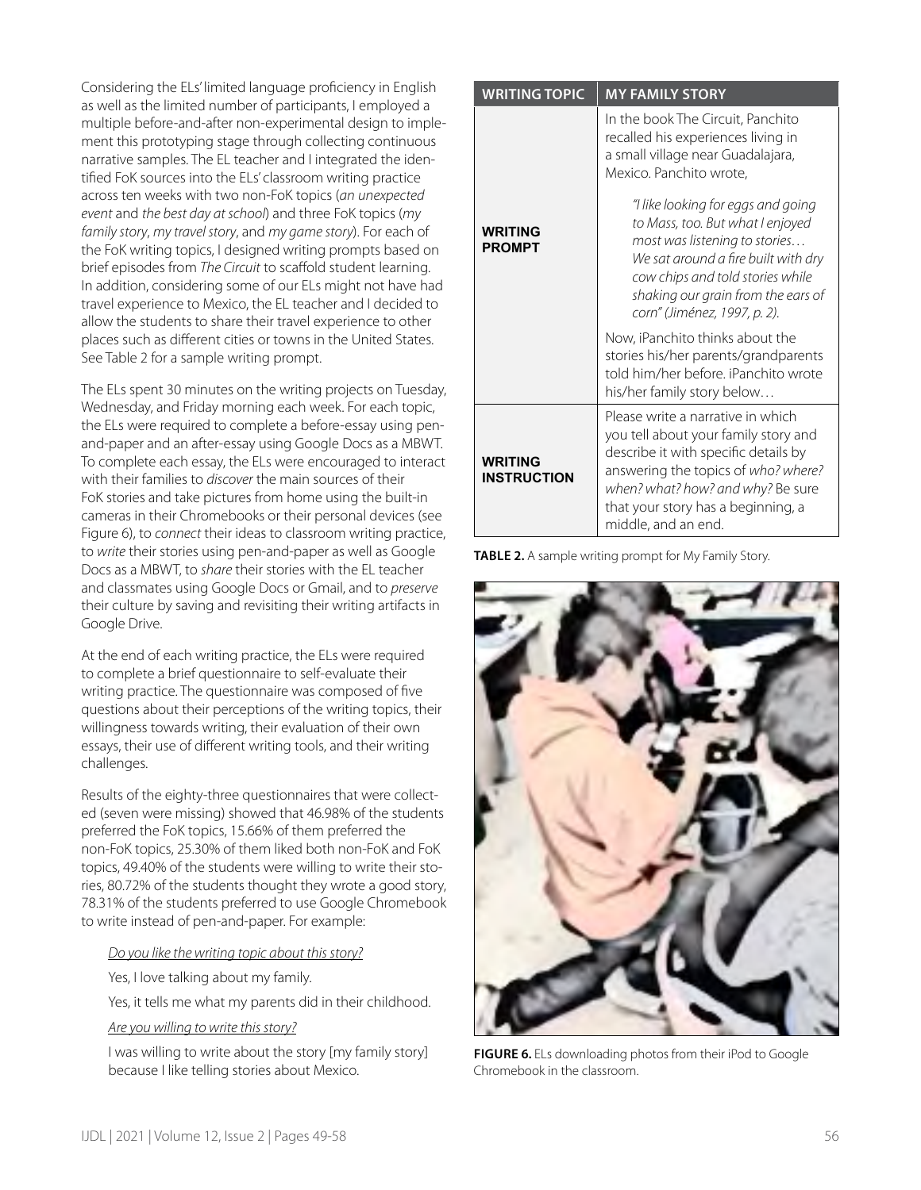Considering the ELs' limited language proficiency in English as well as the limited number of participants, I employed a multiple before-and-after non-experimental design to implement this prototyping stage through collecting continuous narrative samples. The EL teacher and I integrated the identified FoK sources into the ELs' classroom writing practice across ten weeks with two non-FoK topics (*an unexpected event* and *the best day at school*) and three FoK topics (*my family story*, *my travel story*, and *my game story*). For each of the FoK writing topics, I designed writing prompts based on brief episodes from *The Circuit* to scaffold student learning. In addition, considering some of our ELs might not have had travel experience to Mexico, the EL teacher and I decided to allow the students to share their travel experience to other places such as different cities or towns in the United States. See Table 2 for a sample writing prompt.

The ELs spent 30 minutes on the writing projects on Tuesday, Wednesday, and Friday morning each week. For each topic, the ELs were required to complete a before-essay using pen-and-paper and an after-essay using Google Docs as a MBWT. To complete each essay, the ELs were encouraged to interact with their families to *discover* the main sources of their FoK stories and take pictures from home using the built-in cameras in their Chromebooks or their personal devices (see Figure 6), to *connect* their ideas to classroom writing practice, to *write* their stories using pen-and-paper as well as Google Docs as a MBWT, to *share* their stories with the EL teacher and classmates using Google Docs or Gmail, and to *preserve* their culture by saving and revisiting their writing artifacts in Google Drive.

At the end of each writing practice, the ELs were required to complete a brief questionnaire to self-evaluate their writing practice. The questionnaire was composed of five questions about their perceptions of the writing topics, their willingness towards writing, their evaluation of their own essays, their use of different writing tools, and their writing challenges.

Results of the eighty-three questionnaires that were collected (seven were missing) showed that 46.98% of the students preferred the FoK topics, 15.66% of them preferred the non-FoK topics, 25.30% of them liked both non-FoK and FoK topics, 49.40% of the students were willing to write their stories, 80.72% of the students thought they wrote a good story, 78.31% of the students preferred to use Google Chromebook to write instead of pen-and-paper. For example:

<u>*Do you like the writing topic about this story?*</u>

Yes, I love talking about my family.

Yes, it tells me what my parents did in their childhood.

<u>*Are you willing to write this story?*</u>

I was willing to write about the story [my family story] because I like telling stories about Mexico.

| **WRITING TOPIC** | **MY FAMILY STORY** |
|---|---|
| **WRITING PROMPT** | In the book The Circuit, Panchito recalled his experiences living in a small village near Guadalajara, Mexico. Panchito wrote, *"I like looking for eggs and going to Mass, too. But what I enjoyed most was listening to stories… We sat around a fire built with dry cow chips and told stories while shaking our grain from the ears of corn" (Jiménez, 1997, p. 2).* Now, iPanchito thinks about the stories his/her parents/grandparents told him/her before. iPanchito wrote his/her family story below… |
| **WRITING INSTRUCTION** | Please write a narrative in which you tell about your family story and describe it with specific details by answering the topics of *who? where? when? what? how? and why?* Be sure that your story has a beginning, a middle, and an end. |

**TABLE 2.** A sample writing prompt for My Family Story.

**FIGURE 6.** ELs downloading photos from their iPod to Google Chromebook in the classroom.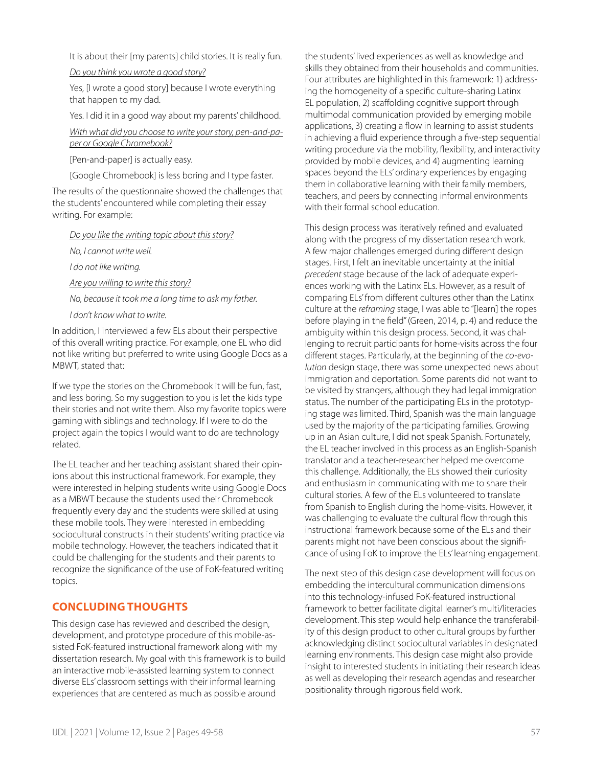It is about their [my parents] child stories. It is really fun.

*Do you think you wrote a good story?*

Yes, [I wrote a good story] because I wrote everything that happen to my dad.

Yes. I did it in a good way about my parents' childhood.

*With what did you choose to write your story, pen-and-paper or Google Chromebook?*

[Pen-and-paper] is actually easy.

[Google Chromebook] is less boring and I type faster.

The results of the questionnaire showed the challenges that the students' encountered while completing their essay writing. For example:

*Do you like the writing topic about this story?*

*No, I cannot write well.*

*I do not like writing.*

*Are you willing to write this story?*

*No, because it took me a long time to ask my father.*

*I don't know what to write.*

In addition, I interviewed a few ELs about their perspective of this overall writing practice. For example, one EL who did not like writing but preferred to write using Google Docs as a MBWT, stated that:

If we type the stories on the Chromebook it will be fun, fast, and less boring. So my suggestion to you is let the kids type their stories and not write them. Also my favorite topics were gaming with siblings and technology. If I were to do the project again the topics I would want to do are technology related.

The EL teacher and her teaching assistant shared their opinions about this instructional framework. For example, they were interested in helping students write using Google Docs as a MBWT because the students used their Chromebook frequently every day and the students were skilled at using these mobile tools. They were interested in embedding sociocultural constructs in their students' writing practice via mobile technology. However, the teachers indicated that it could be challenging for the students and their parents to recognize the significance of the use of FoK-featured writing topics.

## CONCLUDING THOUGHTS

This design case has reviewed and described the design, development, and prototype procedure of this mobile-assisted FoK-featured instructional framework along with my dissertation research. My goal with this framework is to build an interactive mobile-assisted learning system to connect diverse ELs' classroom settings with their informal learning experiences that are centered as much as possible around the students' lived experiences as well as knowledge and skills they obtained from their households and communities. Four attributes are highlighted in this framework: 1) addressing the homogeneity of a specific culture-sharing Latinx EL population, 2) scaffolding cognitive support through multimodal communication provided by emerging mobile applications, 3) creating a flow in learning to assist students in achieving a fluid experience through a five-step sequential writing procedure via the mobility, flexibility, and interactivity provided by mobile devices, and 4) augmenting learning spaces beyond the ELs' ordinary experiences by engaging them in collaborative learning with their family members, teachers, and peers by connecting informal environments with their formal school education.

This design process was iteratively refined and evaluated along with the progress of my dissertation research work. A few major challenges emerged during different design stages. First, I felt an inevitable uncertainty at the initial *precedent* stage because of the lack of adequate experiences working with the Latinx ELs. However, as a result of comparing ELs' from different cultures other than the Latinx culture at the *reframing* stage, I was able to "[learn] the ropes before playing in the field" (Green, 2014, p. 4) and reduce the ambiguity within this design process. Second, it was challenging to recruit participants for home-visits across the four different stages. Particularly, at the beginning of the *co-evolution* design stage, there was some unexpected news about immigration and deportation. Some parents did not want to be visited by strangers, although they had legal immigration status. The number of the participating ELs in the prototyping stage was limited. Third, Spanish was the main language used by the majority of the participating families. Growing up in an Asian culture, I did not speak Spanish. Fortunately, the EL teacher involved in this process as an English-Spanish translator and a teacher-researcher helped me overcome this challenge. Additionally, the ELs showed their curiosity and enthusiasm in communicating with me to share their cultural stories. A few of the ELs volunteered to translate from Spanish to English during the home-visits. However, it was challenging to evaluate the cultural flow through this instructional framework because some of the ELs and their parents might not have been conscious about the significance of using FoK to improve the ELs' learning engagement.

The next step of this design case development will focus on embedding the intercultural communication dimensions into this technology-infused FoK-featured instructional framework to better facilitate digital learner's multi/literacies development. This step would help enhance the transferability of this design product to other cultural groups by further acknowledging distinct sociocultural variables in designated learning environments. This design case might also provide insight to interested students in initiating their research ideas as well as developing their research agendas and researcher positionality through rigorous field work.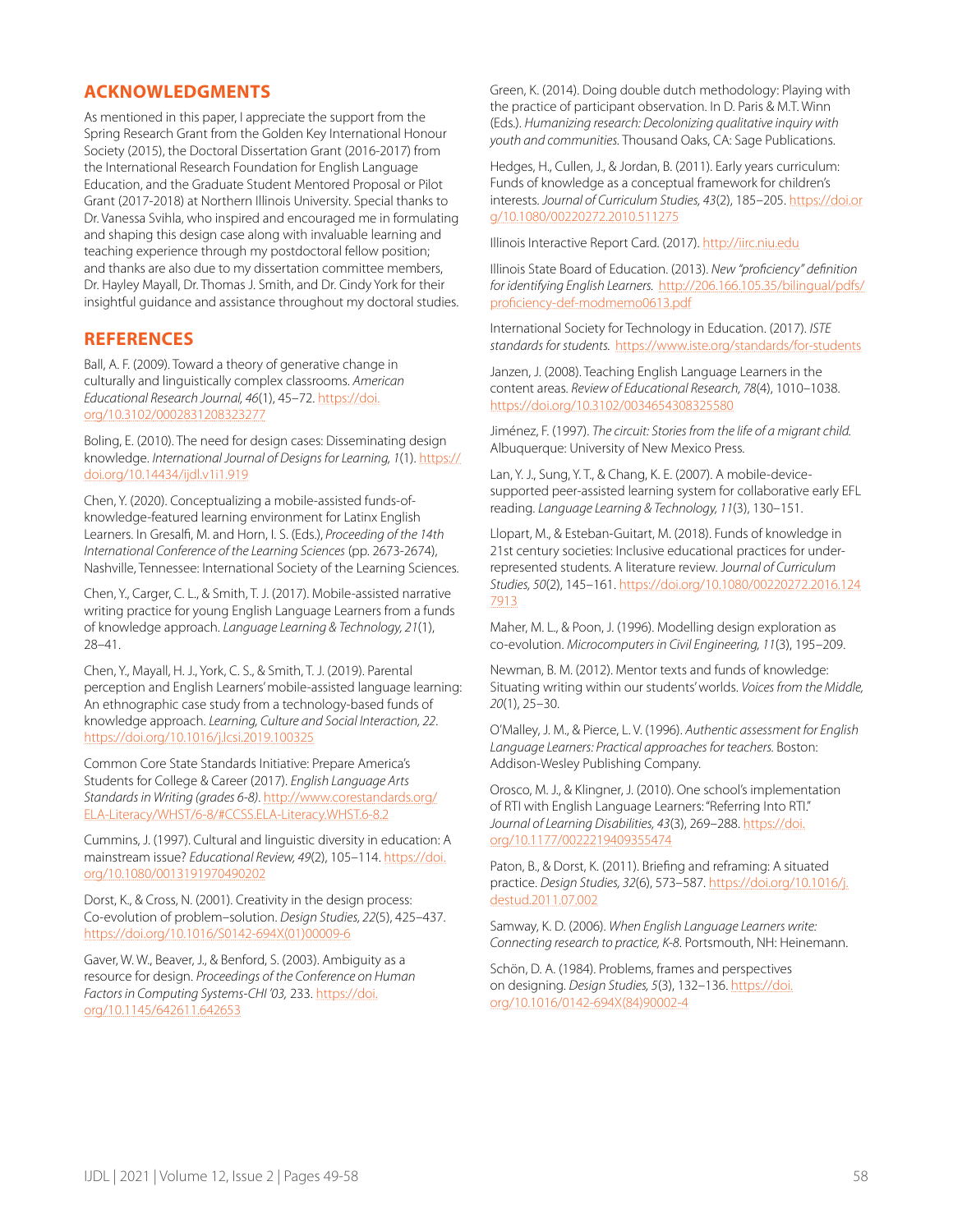## ACKNOWLEDGMENTS

As mentioned in this paper, I appreciate the support from the Spring Research Grant from the Golden Key International Honour Society (2015), the Doctoral Dissertation Grant (2016-2017) from the International Research Foundation for English Language Education, and the Graduate Student Mentored Proposal or Pilot Grant (2017-2018) at Northern Illinois University. Special thanks to Dr. Vanessa Svihla, who inspired and encouraged me in formulating and shaping this design case along with invaluable learning and teaching experience through my postdoctoral fellow position; and thanks are also due to my dissertation committee members, Dr. Hayley Mayall, Dr. Thomas J. Smith, and Dr. Cindy York for their insightful guidance and assistance throughout my doctoral studies.

## REFERENCES

Ball, A. F. (2009). Toward a theory of generative change in culturally and linguistically complex classrooms. *American Educational Research Journal, 46*(1), 45–72. https://doi.org/10.3102/0002831208323277

Boling, E. (2010). The need for design cases: Disseminating design knowledge. *International Journal of Designs for Learning, 1*(1). https://doi.org/10.14434/ijdl.v1i1.919

Chen, Y. (2020). Conceptualizing a mobile-assisted funds-of-knowledge-featured learning environment for Latinx English Learners. In Gresalfi, M. and Horn, I. S. (Eds.), *Proceeding of the 14th International Conference of the Learning Sciences* (pp. 2673-2674), Nashville, Tennessee: International Society of the Learning Sciences.

Chen, Y., Carger, C. L., & Smith, T. J. (2017). Mobile-assisted narrative writing practice for young English Language Learners from a funds of knowledge approach. *Language Learning & Technology, 21*(1), 28–41.

Chen, Y., Mayall, H. J., York, C. S., & Smith, T. J. (2019). Parental perception and English Learners' mobile-assisted language learning: An ethnographic case study from a technology-based funds of knowledge approach. *Learning, Culture and Social Interaction, 22*. https://doi.org/10.1016/j.lcsi.2019.100325

Common Core State Standards Initiative: Prepare America's Students for College & Career (2017). *English Language Arts Standards in Writing (grades 6-8)*. http://www.corestandards.org/ELA-Literacy/WHST/6-8/#CCSS.ELA-Literacy.WHST.6-8.2

Cummins, J. (1997). Cultural and linguistic diversity in education: A mainstream issue? *Educational Review, 49*(2), 105–114. https://doi.org/10.1080/0013191970490202

Dorst, K., & Cross, N. (2001). Creativity in the design process: Co-evolution of problem–solution. *Design Studies, 22*(5), 425–437. https://doi.org/10.1016/S0142-694X(01)00009-6

Gaver, W. W., Beaver, J., & Benford, S. (2003). Ambiguity as a resource for design. *Proceedings of the Conference on Human Factors in Computing Systems-CHI '03,* 233. https://doi.org/10.1145/642611.642653

Green, K. (2014). Doing double dutch methodology: Playing with the practice of participant observation. In D. Paris & M.T. Winn (Eds.). *Humanizing research: Decolonizing qualitative inquiry with youth and communities.* Thousand Oaks, CA: Sage Publications.

Hedges, H., Cullen, J., & Jordan, B. (2011). Early years curriculum: Funds of knowledge as a conceptual framework for children's interests. *Journal of Curriculum Studies, 43*(2), 185–205. https://doi.org/10.1080/00220272.2010.511275

Illinois Interactive Report Card. (2017). http://iirc.niu.edu

Illinois State Board of Education. (2013). *New "proficiency" definition for identifying English Learners.* http://206.166.105.35/bilingual/pdfs/proficiency-def-modmemo0613.pdf

International Society for Technology in Education. (2017). *ISTE standards for students.* https://www.iste.org/standards/for-students

Janzen, J. (2008). Teaching English Language Learners in the content areas. *Review of Educational Research, 78*(4), 1010–1038. https://doi.org/10.3102/0034654308325580

Jiménez, F. (1997). *The circuit: Stories from the life of a migrant child.* Albuquerque: University of New Mexico Press.

Lan, Y. J., Sung, Y. T., & Chang, K. E. (2007). A mobile-device-supported peer-assisted learning system for collaborative early EFL reading. *Language Learning & Technology, 11*(3), 130–151.

Llopart, M., & Esteban-Guitart, M. (2018). Funds of knowledge in 21st century societies: Inclusive educational practices for under-represented students. A literature review. *Journal of Curriculum Studies, 50*(2), 145–161. https://doi.org/10.1080/00220272.2016.1247913

Maher, M. L., & Poon, J. (1996). Modelling design exploration as co-evolution. *Microcomputers in Civil Engineering, 11*(3), 195–209.

Newman, B. M. (2012). Mentor texts and funds of knowledge: Situating writing within our students' worlds. *Voices from the Middle, 20*(1), 25–30.

O'Malley, J. M., & Pierce, L. V. (1996). *Authentic assessment for English Language Learners: Practical approaches for teachers.* Boston: Addison-Wesley Publishing Company.

Orosco, M. J., & Klingner, J. (2010). One school's implementation of RTI with English Language Learners: "Referring Into RTI." *Journal of Learning Disabilities, 43*(3), 269–288. https://doi.org/10.1177/0022219409355474

Paton, B., & Dorst, K. (2011). Briefing and reframing: A situated practice. *Design Studies, 32*(6), 573–587. https://doi.org/10.1016/j.destud.2011.07.002

Samway, K. D. (2006). *When English Language Learners write: Connecting research to practice, K-8.* Portsmouth, NH: Heinemann.

Schön, D. A. (1984). Problems, frames and perspectives on designing. *Design Studies, 5*(3), 132–136. https://doi.org/10.1016/0142-694X(84)90002-4